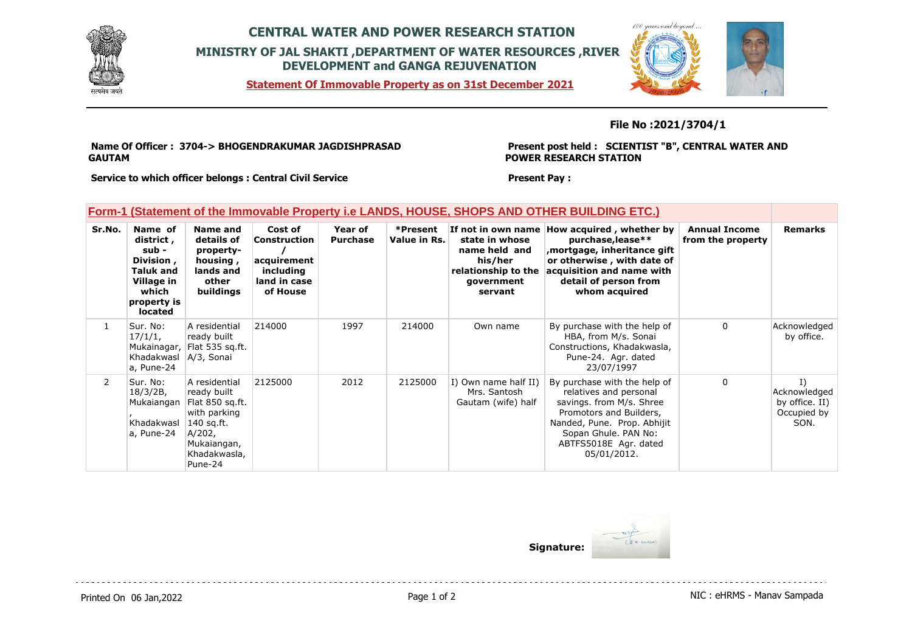# CENTRAL WATER AND POWER RESEARCH STATION

## MINISTRY OF JAL SHAKTI ,DEPARTMENT OF WATER RESOURCES ,RIVER DEVELOPMENT and GANGA REJUVENATION

**Statement Of Immovable Property as on 31st December 2021**

**File No :2021/3704/1**

**Name Of Officer : 3704-> BHOGENDRAKUMAR JAGDISHPRASAD GAUTAM**

**Present post held : SCIENTIST "B", CENTRAL WATER AND POWER RESEARCH STATION**

**Service to which officer belongs : Central Civil Service**

**Present Pay :**

## Form-1 (Statement of the Immovable Property i.e LANDS, HOUSE, SHOPS AND OTHER BUILDING ETC.)

| Sr.No. | Name of district , sub - Division , Taluk and Village in which property is located | Name and details of property-housing , lands and other buildings | Cost of Construction / acquirement including land in case of House | Year of Purchase | *Present Value in Rs. | If not in own name state in whose name held and his/her relationship to the government servant | How acquired , whether by purchase,lease** ,mortgage, inheritance gift or otherwise , with date of acquisition and name with detail of person from whom acquired | Annual Income from the property | Remarks |
|---|---|---|---|---|---|---|---|---|---|
| 1 | Sur. No: 17/1/1, Mukainagar, Khadakwasla, Pune-24 | A residential ready built Flat 535 sq.ft. A/3, Sonai | 214000 | 1997 | 214000 | Own name | By purchase with the help of HBA, from M/s. Sonai Constructions, Khadakwasla, Pune-24. Agr. dated 23/07/1997 | 0 | Acknowledged by office. |
| 2 | Sur. No: 18/3/2B, Mukaiangan , Khadakwasla, Pune-24 | A residential ready built Flat 850 sq.ft. with parking 140 sq.ft. A/202, Mukaiangan, Khadakwasla, Pune-24 | 2125000 | 2012 | 2125000 | I) Own name half II) Mrs. Santosh Gautam (wife) half | By purchase with the help of relatives and personal savings. from M/s. Shree Promotors and Builders, Nanded, Pune. Prop. Abhijit Sopan Ghule. PAN No: ABTFS5018E Agr. dated 05/01/2012. | 0 | I) Acknowledged by office. II) Occupied by SON. |

**Signature:**

Printed On 06 Jan,2022

NIC : eHRMS - Manav Sampada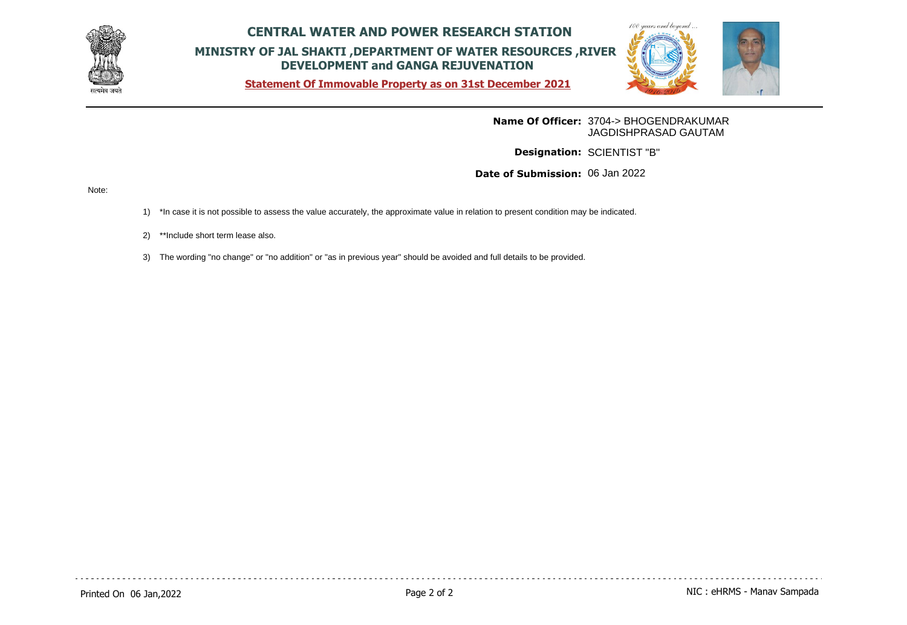# CENTRAL WATER AND POWER RESEARCH STATION

## MINISTRY OF JAL SHAKTI ,DEPARTMENT OF WATER RESOURCES ,RIVER DEVELOPMENT and GANGA REJUVENATION

**Statement Of Immovable Property as on 31st December 2021**

**Name Of Officer:** 3704-> BHOGENDRAKUMAR JAGDISHPRASAD GAUTAM

**Designation:** SCIENTIST "B"

**Date of Submission:** 06 Jan 2022

Note:

1) *In case it is not possible to assess the value accurately, the approximate value in relation to present condition may be indicated.

2) **Include short term lease also.

3) The wording "no change" or "no addition" or "as in previous year" should be avoided and full details to be provided.